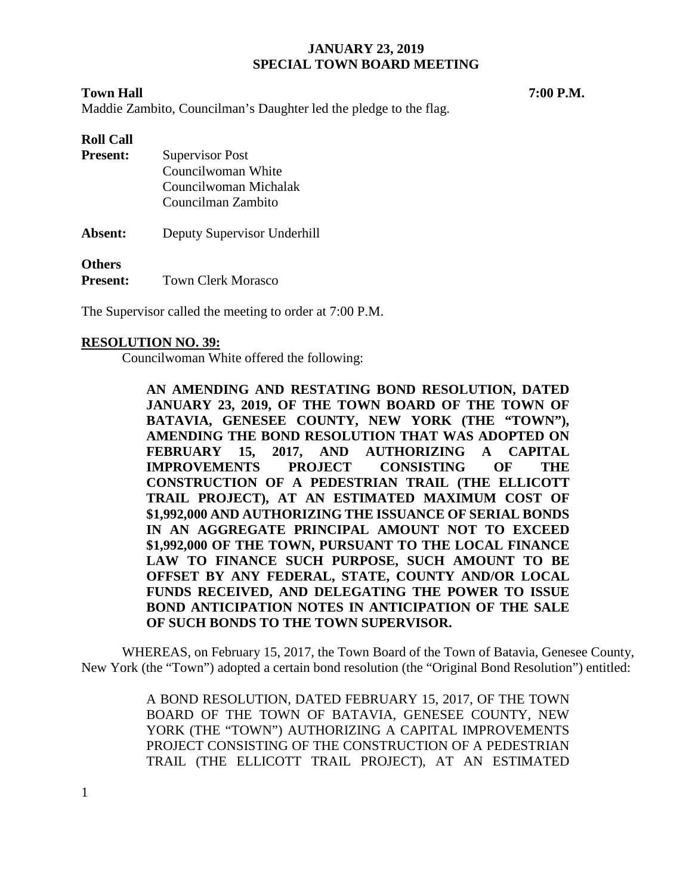# JANUARY 23, 2019
## SPECIAL TOWN BOARD MEETING

**Town Hall** **7:00 P.M.**

Maddie Zambito, Councilman's Daughter led the pledge to the flag.

**Roll Call**

**Present:** Supervisor Post
Councilwoman White
Councilwoman Michalak
Councilman Zambito

**Absent:** Deputy Supervisor Underhill

**Others**
**Present:** Town Clerk Morasco

The Supervisor called the meeting to order at 7:00 P.M.

**RESOLUTION NO. 39:**

Councilwoman White offered the following:

> **AN AMENDING AND RESTATING BOND RESOLUTION, DATED JANUARY 23, 2019, OF THE TOWN BOARD OF THE TOWN OF BATAVIA, GENESEE COUNTY, NEW YORK (THE "TOWN"), AMENDING THE BOND RESOLUTION THAT WAS ADOPTED ON FEBRUARY 15, 2017, AND AUTHORIZING A CAPITAL IMPROVEMENTS PROJECT CONSISTING OF THE CONSTRUCTION OF A PEDESTRIAN TRAIL (THE ELLICOTT TRAIL PROJECT), AT AN ESTIMATED MAXIMUM COST OF $1,992,000 AND AUTHORIZING THE ISSUANCE OF SERIAL BONDS IN AN AGGREGATE PRINCIPAL AMOUNT NOT TO EXCEED $1,992,000 OF THE TOWN, PURSUANT TO THE LOCAL FINANCE LAW TO FINANCE SUCH PURPOSE, SUCH AMOUNT TO BE OFFSET BY ANY FEDERAL, STATE, COUNTY AND/OR LOCAL FUNDS RECEIVED, AND DELEGATING THE POWER TO ISSUE BOND ANTICIPATION NOTES IN ANTICIPATION OF THE SALE OF SUCH BONDS TO THE TOWN SUPERVISOR.**

WHEREAS, on February 15, 2017, the Town Board of the Town of Batavia, Genesee County, New York (the "Town") adopted a certain bond resolution (the "Original Bond Resolution") entitled:

> A BOND RESOLUTION, DATED FEBRUARY 15, 2017, OF THE TOWN BOARD OF THE TOWN OF BATAVIA, GENESEE COUNTY, NEW YORK (THE "TOWN") AUTHORIZING A CAPITAL IMPROVEMENTS PROJECT CONSISTING OF THE CONSTRUCTION OF A PEDESTRIAN TRAIL (THE ELLICOTT TRAIL PROJECT), AT AN ESTIMATED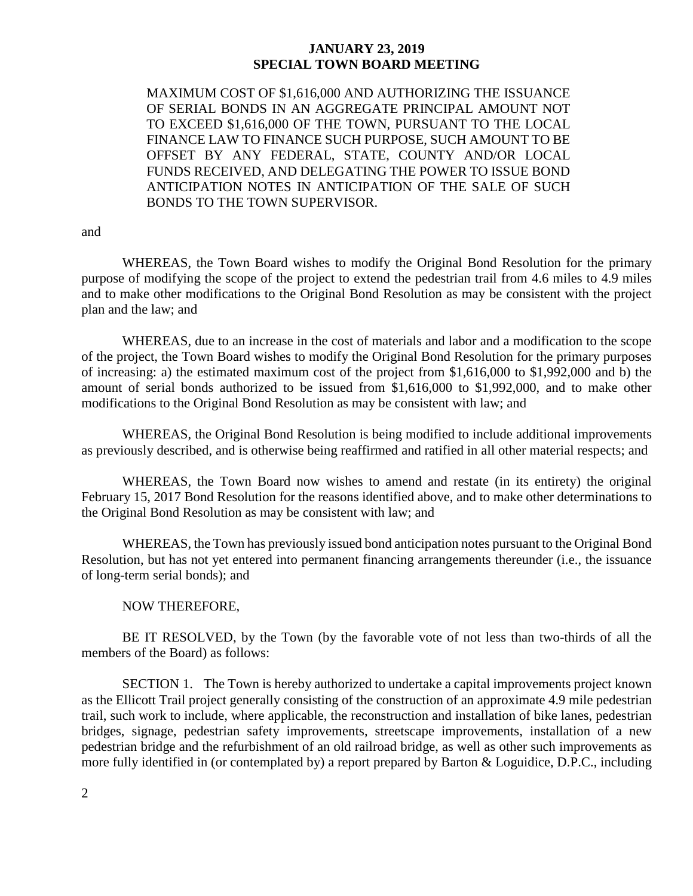MAXIMUM COST OF $1,616,000 AND AUTHORIZING THE ISSUANCE OF SERIAL BONDS IN AN AGGREGATE PRINCIPAL AMOUNT NOT TO EXCEED $1,616,000 OF THE TOWN, PURSUANT TO THE LOCAL FINANCE LAW TO FINANCE SUCH PURPOSE, SUCH AMOUNT TO BE OFFSET BY ANY FEDERAL, STATE, COUNTY AND/OR LOCAL FUNDS RECEIVED, AND DELEGATING THE POWER TO ISSUE BOND ANTICIPATION NOTES IN ANTICIPATION OF THE SALE OF SUCH BONDS TO THE TOWN SUPERVISOR.

and

WHEREAS, the Town Board wishes to modify the Original Bond Resolution for the primary purpose of modifying the scope of the project to extend the pedestrian trail from 4.6 miles to 4.9 miles and to make other modifications to the Original Bond Resolution as may be consistent with the project plan and the law; and

WHEREAS, due to an increase in the cost of materials and labor and a modification to the scope of the project, the Town Board wishes to modify the Original Bond Resolution for the primary purposes of increasing: a) the estimated maximum cost of the project from $1,616,000 to $1,992,000 and b) the amount of serial bonds authorized to be issued from $1,616,000 to $1,992,000, and to make other modifications to the Original Bond Resolution as may be consistent with law; and

WHEREAS, the Original Bond Resolution is being modified to include additional improvements as previously described, and is otherwise being reaffirmed and ratified in all other material respects; and

WHEREAS, the Town Board now wishes to amend and restate (in its entirety) the original February 15, 2017 Bond Resolution for the reasons identified above, and to make other determinations to the Original Bond Resolution as may be consistent with law; and

WHEREAS, the Town has previously issued bond anticipation notes pursuant to the Original Bond Resolution, but has not yet entered into permanent financing arrangements thereunder (i.e., the issuance of long-term serial bonds); and

NOW THEREFORE,

BE IT RESOLVED, by the Town (by the favorable vote of not less than two-thirds of all the members of the Board) as follows:

SECTION 1. The Town is hereby authorized to undertake a capital improvements project known as the Ellicott Trail project generally consisting of the construction of an approximate 4.9 mile pedestrian trail, such work to include, where applicable, the reconstruction and installation of bike lanes, pedestrian bridges, signage, pedestrian safety improvements, streetscape improvements, installation of a new pedestrian bridge and the refurbishment of an old railroad bridge, as well as other such improvements as more fully identified in (or contemplated by) a report prepared by Barton & Loguidice, D.P.C., including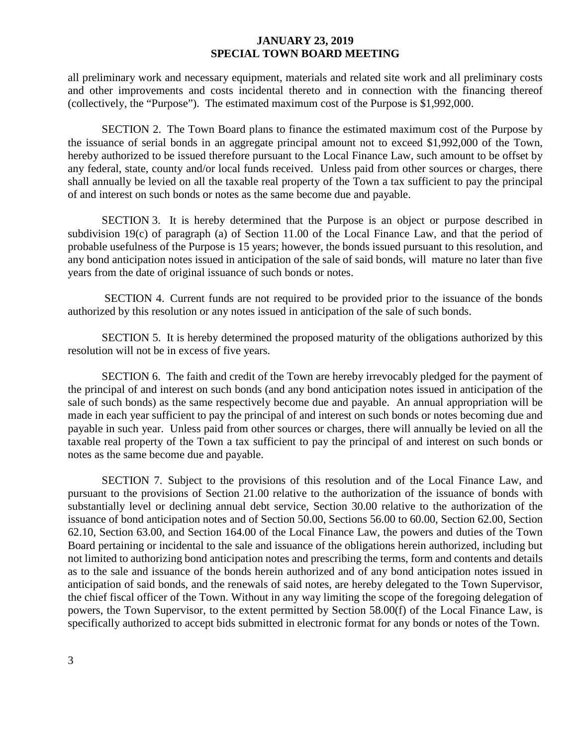all preliminary work and necessary equipment, materials and related site work and all preliminary costs and other improvements and costs incidental thereto and in connection with the financing thereof (collectively, the "Purpose"). The estimated maximum cost of the Purpose is $1,992,000.

SECTION 2. The Town Board plans to finance the estimated maximum cost of the Purpose by the issuance of serial bonds in an aggregate principal amount not to exceed $1,992,000 of the Town, hereby authorized to be issued therefore pursuant to the Local Finance Law, such amount to be offset by any federal, state, county and/or local funds received. Unless paid from other sources or charges, there shall annually be levied on all the taxable real property of the Town a tax sufficient to pay the principal of and interest on such bonds or notes as the same become due and payable.

SECTION 3. It is hereby determined that the Purpose is an object or purpose described in subdivision 19(c) of paragraph (a) of Section 11.00 of the Local Finance Law, and that the period of probable usefulness of the Purpose is 15 years; however, the bonds issued pursuant to this resolution, and any bond anticipation notes issued in anticipation of the sale of said bonds, will mature no later than five years from the date of original issuance of such bonds or notes.

SECTION 4. Current funds are not required to be provided prior to the issuance of the bonds authorized by this resolution or any notes issued in anticipation of the sale of such bonds.

SECTION 5. It is hereby determined the proposed maturity of the obligations authorized by this resolution will not be in excess of five years.

SECTION 6. The faith and credit of the Town are hereby irrevocably pledged for the payment of the principal of and interest on such bonds (and any bond anticipation notes issued in anticipation of the sale of such bonds) as the same respectively become due and payable. An annual appropriation will be made in each year sufficient to pay the principal of and interest on such bonds or notes becoming due and payable in such year. Unless paid from other sources or charges, there will annually be levied on all the taxable real property of the Town a tax sufficient to pay the principal of and interest on such bonds or notes as the same become due and payable.

SECTION 7. Subject to the provisions of this resolution and of the Local Finance Law, and pursuant to the provisions of Section 21.00 relative to the authorization of the issuance of bonds with substantially level or declining annual debt service, Section 30.00 relative to the authorization of the issuance of bond anticipation notes and of Section 50.00, Sections 56.00 to 60.00, Section 62.00, Section 62.10, Section 63.00, and Section 164.00 of the Local Finance Law, the powers and duties of the Town Board pertaining or incidental to the sale and issuance of the obligations herein authorized, including but not limited to authorizing bond anticipation notes and prescribing the terms, form and contents and details as to the sale and issuance of the bonds herein authorized and of any bond anticipation notes issued in anticipation of said bonds, and the renewals of said notes, are hereby delegated to the Town Supervisor, the chief fiscal officer of the Town. Without in any way limiting the scope of the foregoing delegation of powers, the Town Supervisor, to the extent permitted by Section 58.00(f) of the Local Finance Law, is specifically authorized to accept bids submitted in electronic format for any bonds or notes of the Town.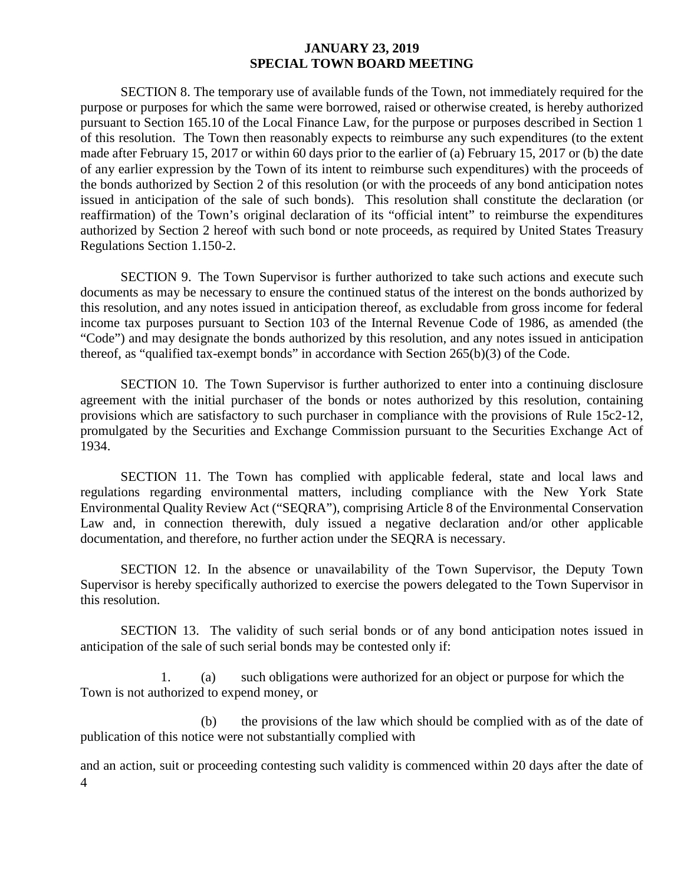SECTION 8. The temporary use of available funds of the Town, not immediately required for the purpose or purposes for which the same were borrowed, raised or otherwise created, is hereby authorized pursuant to Section 165.10 of the Local Finance Law, for the purpose or purposes described in Section 1 of this resolution. The Town then reasonably expects to reimburse any such expenditures (to the extent made after February 15, 2017 or within 60 days prior to the earlier of (a) February 15, 2017 or (b) the date of any earlier expression by the Town of its intent to reimburse such expenditures) with the proceeds of the bonds authorized by Section 2 of this resolution (or with the proceeds of any bond anticipation notes issued in anticipation of the sale of such bonds). This resolution shall constitute the declaration (or reaffirmation) of the Town's original declaration of its "official intent" to reimburse the expenditures authorized by Section 2 hereof with such bond or note proceeds, as required by United States Treasury Regulations Section 1.150-2.

SECTION 9. The Town Supervisor is further authorized to take such actions and execute such documents as may be necessary to ensure the continued status of the interest on the bonds authorized by this resolution, and any notes issued in anticipation thereof, as excludable from gross income for federal income tax purposes pursuant to Section 103 of the Internal Revenue Code of 1986, as amended (the "Code") and may designate the bonds authorized by this resolution, and any notes issued in anticipation thereof, as "qualified tax-exempt bonds" in accordance with Section 265(b)(3) of the Code.

SECTION 10. The Town Supervisor is further authorized to enter into a continuing disclosure agreement with the initial purchaser of the bonds or notes authorized by this resolution, containing provisions which are satisfactory to such purchaser in compliance with the provisions of Rule 15c2-12, promulgated by the Securities and Exchange Commission pursuant to the Securities Exchange Act of 1934.

SECTION 11. The Town has complied with applicable federal, state and local laws and regulations regarding environmental matters, including compliance with the New York State Environmental Quality Review Act ("SEQRA"), comprising Article 8 of the Environmental Conservation Law and, in connection therewith, duly issued a negative declaration and/or other applicable documentation, and therefore, no further action under the SEQRA is necessary.

SECTION 12. In the absence or unavailability of the Town Supervisor, the Deputy Town Supervisor is hereby specifically authorized to exercise the powers delegated to the Town Supervisor in this resolution.

SECTION 13. The validity of such serial bonds or of any bond anticipation notes issued in anticipation of the sale of such serial bonds may be contested only if:

1. (a) such obligations were authorized for an object or purpose for which the Town is not authorized to expend money, or

   (b) the provisions of the law which should be complied with as of the date of publication of this notice were not substantially complied with

and an action, suit or proceeding contesting such validity is commenced within 20 days after the date of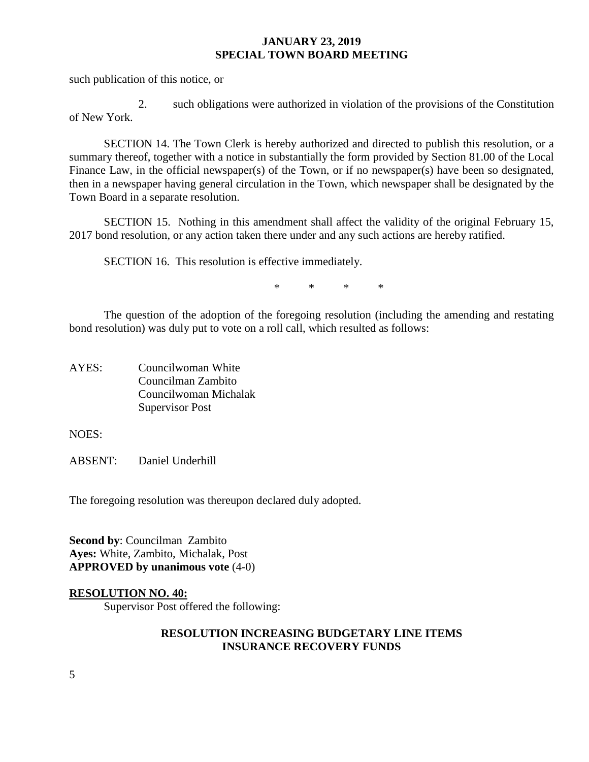such publication of this notice, or

2. such obligations were authorized in violation of the provisions of the Constitution of New York.

SECTION 14. The Town Clerk is hereby authorized and directed to publish this resolution, or a summary thereof, together with a notice in substantially the form provided by Section 81.00 of the Local Finance Law, in the official newspaper(s) of the Town, or if no newspaper(s) have been so designated, then in a newspaper having general circulation in the Town, which newspaper shall be designated by the Town Board in a separate resolution.

SECTION 15. Nothing in this amendment shall affect the validity of the original February 15, 2017 bond resolution, or any action taken there under and any such actions are hereby ratified.

SECTION 16. This resolution is effective immediately.

\* \* \* \*

The question of the adoption of the foregoing resolution (including the amending and restating bond resolution) was duly put to vote on a roll call, which resulted as follows:

AYES: Councilwoman White
Councilman Zambito
Councilwoman Michalak
Supervisor Post

NOES:

ABSENT: Daniel Underhill

The foregoing resolution was thereupon declared duly adopted.

**Second by**: Councilman Zambito
**Ayes:** White, Zambito, Michalak, Post
**APPROVED by unanimous vote** (4-0)

**RESOLUTION NO. 40:**

Supervisor Post offered the following:

**RESOLUTION INCREASING BUDGETARY LINE ITEMS INSURANCE RECOVERY FUNDS**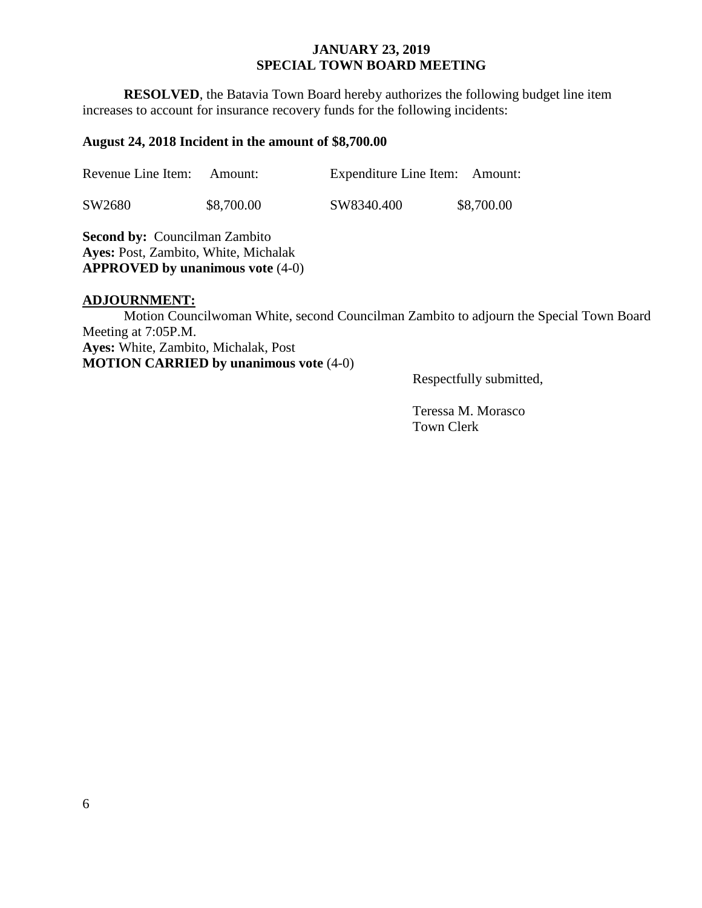**RESOLVED**, the Batavia Town Board hereby authorizes the following budget line item increases to account for insurance recovery funds for the following incidents:

**August 24, 2018 Incident in the amount of $8,700.00**

| Revenue Line Item: | Amount: | Expenditure Line Item: | Amount: |
|---|---|---|---|
| SW2680 | $8,700.00 | SW8340.400 | $8,700.00 |

**Second by:** Councilman Zambito
**Ayes:** Post, Zambito, White, Michalak
**APPROVED by unanimous vote** (4-0)

**ADJOURNMENT:**

Motion Councilwoman White, second Councilman Zambito to adjourn the Special Town Board Meeting at 7:05P.M.
**Ayes:** White, Zambito, Michalak, Post
**MOTION CARRIED by unanimous vote** (4-0)

Respectfully submitted,

Teressa M. Morasco
Town Clerk